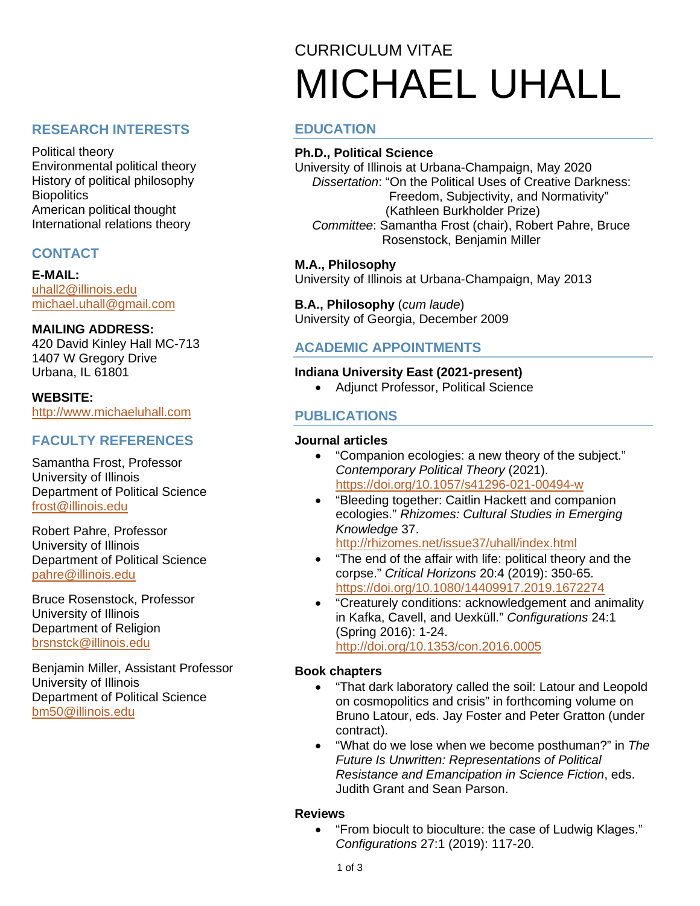CURRICULUM VITAE

# MICHAEL UHALL

## RESEARCH INTERESTS

Political theory
Environmental political theory
History of political philosophy
Biopolitics
American political thought
International relations theory

## CONTACT

**E-MAIL:**
uhall2@illinois.edu
michael.uhall@gmail.com

**MAILING ADDRESS:**
420 David Kinley Hall MC-713
1407 W Gregory Drive
Urbana, IL 61801

**WEBSITE:**
http://www.michaeluhall.com

## FACULTY REFERENCES

Samantha Frost, Professor
University of Illinois
Department of Political Science
frost@illinois.edu

Robert Pahre, Professor
University of Illinois
Department of Political Science
pahre@illinois.edu

Bruce Rosenstock, Professor
University of Illinois
Department of Religion
brsnstck@illinois.edu

Benjamin Miller, Assistant Professor
University of Illinois
Department of Political Science
bm50@illinois.edu

## EDUCATION

**Ph.D., Political Science**
University of Illinois at Urbana-Champaign, May 2020
*Dissertation*: "On the Political Uses of Creative Darkness: Freedom, Subjectivity, and Normativity" (Kathleen Burkholder Prize)
*Committee*: Samantha Frost (chair), Robert Pahre, Bruce Rosenstock, Benjamin Miller

**M.A., Philosophy**
University of Illinois at Urbana-Champaign, May 2013

**B.A., Philosophy** (*cum laude*)
University of Georgia, December 2009

## ACADEMIC APPOINTMENTS

**Indiana University East (2021-present)**

- Adjunct Professor, Political Science

## PUBLICATIONS

**Journal articles**

- "Companion ecologies: a new theory of the subject." *Contemporary Political Theory* (2021). https://doi.org/10.1057/s41296-021-00494-w
- "Bleeding together: Caitlin Hackett and companion ecologies." *Rhizomes: Cultural Studies in Emerging Knowledge* 37. http://rhizomes.net/issue37/uhall/index.html
- "The end of the affair with life: political theory and the corpse." *Critical Horizons* 20:4 (2019): 350-65. https://doi.org/10.1080/14409917.2019.1672274
- "Creaturely conditions: acknowledgement and animality in Kafka, Cavell, and Uexküll." *Configurations* 24:1 (Spring 2016): 1-24. http://doi.org/10.1353/con.2016.0005

**Book chapters**

- "That dark laboratory called the soil: Latour and Leopold on cosmopolitics and crisis" in forthcoming volume on Bruno Latour, eds. Jay Foster and Peter Gratton (under contract).
- "What do we lose when we become posthuman?" in *The Future Is Unwritten: Representations of Political Resistance and Emancipation in Science Fiction*, eds. Judith Grant and Sean Parson.

**Reviews**

- "From biocult to bioculture: the case of Ludwig Klages." *Configurations* 27:1 (2019): 117-20.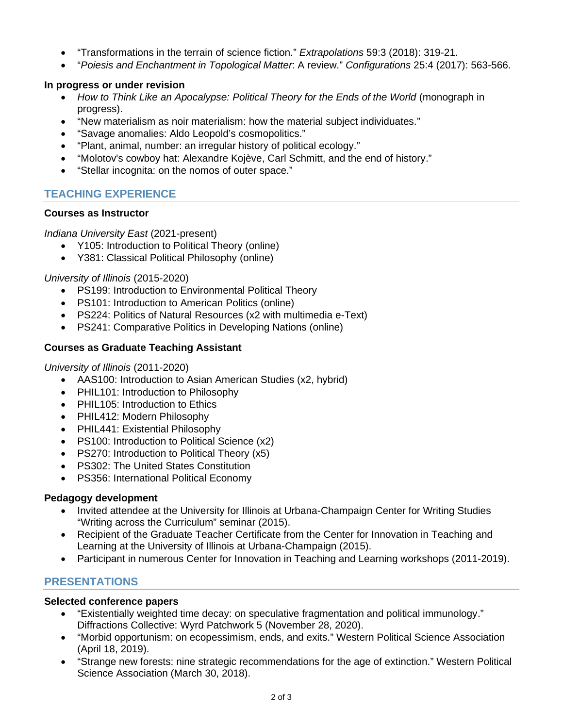- "Transformations in the terrain of science fiction." *Extrapolations* 59:3 (2018): 319-21.
- "*Poiesis and Enchantment in Topological Matter*: A review." *Configurations* 25:4 (2017): 563-566.

**In progress or under revision**

- *How to Think Like an Apocalypse: Political Theory for the Ends of the World* (monograph in progress).
- "New materialism as noir materialism: how the material subject individuates."
- "Savage anomalies: Aldo Leopold's cosmopolitics."
- "Plant, animal, number: an irregular history of political ecology."
- "Molotov's cowboy hat: Alexandre Kojève, Carl Schmitt, and the end of history."
- "Stellar incognita: on the nomos of outer space."

## TEACHING EXPERIENCE

**Courses as Instructor**

*Indiana University East* (2021-present)

- Y105: Introduction to Political Theory (online)
- Y381: Classical Political Philosophy (online)

*University of Illinois* (2015-2020)

- PS199: Introduction to Environmental Political Theory
- PS101: Introduction to American Politics (online)
- PS224: Politics of Natural Resources (x2 with multimedia e-Text)
- PS241: Comparative Politics in Developing Nations (online)

**Courses as Graduate Teaching Assistant**

*University of Illinois* (2011-2020)

- AAS100: Introduction to Asian American Studies (x2, hybrid)
- PHIL101: Introduction to Philosophy
- PHIL105: Introduction to Ethics
- PHIL412: Modern Philosophy
- PHIL441: Existential Philosophy
- PS100: Introduction to Political Science (x2)
- PS270: Introduction to Political Theory (x5)
- PS302: The United States Constitution
- PS356: International Political Economy

**Pedagogy development**

- Invited attendee at the University for Illinois at Urbana-Champaign Center for Writing Studies "Writing across the Curriculum" seminar (2015).
- Recipient of the Graduate Teacher Certificate from the Center for Innovation in Teaching and Learning at the University of Illinois at Urbana-Champaign (2015).
- Participant in numerous Center for Innovation in Teaching and Learning workshops (2011-2019).

## PRESENTATIONS

**Selected conference papers**

- "Existentially weighted time decay: on speculative fragmentation and political immunology." Diffractions Collective: Wyrd Patchwork 5 (November 28, 2020).
- "Morbid opportunism: on ecopessimism, ends, and exits." Western Political Science Association (April 18, 2019).
- "Strange new forests: nine strategic recommendations for the age of extinction." Western Political Science Association (March 30, 2018).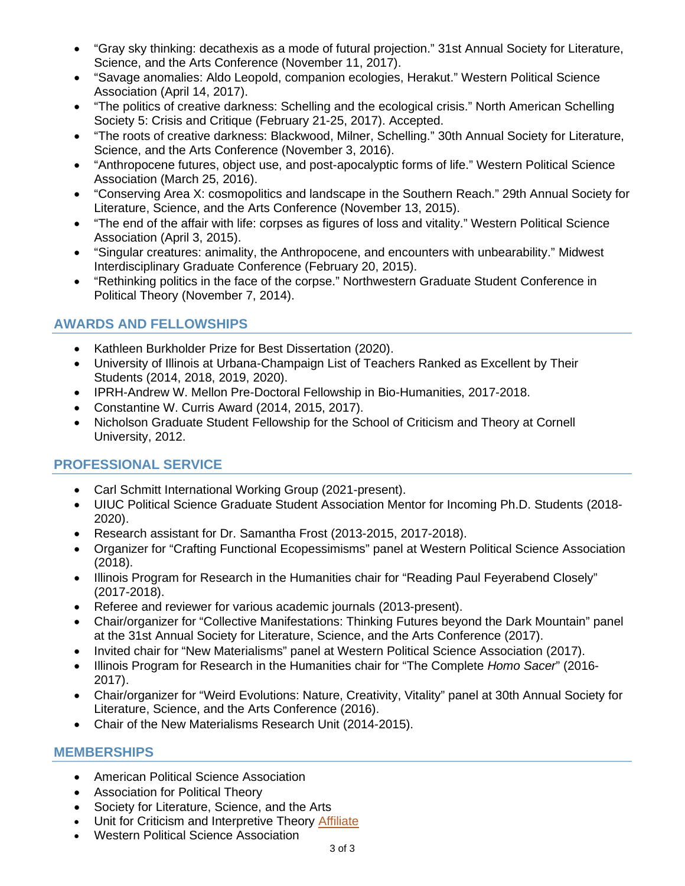- "Gray sky thinking: decathexis as a mode of futural projection." 31st Annual Society for Literature, Science, and the Arts Conference (November 11, 2017).
- "Savage anomalies: Aldo Leopold, companion ecologies, Herakut." Western Political Science Association (April 14, 2017).
- "The politics of creative darkness: Schelling and the ecological crisis." North American Schelling Society 5: Crisis and Critique (February 21-25, 2017). Accepted.
- "The roots of creative darkness: Blackwood, Milner, Schelling." 30th Annual Society for Literature, Science, and the Arts Conference (November 3, 2016).
- "Anthropocene futures, object use, and post-apocalyptic forms of life." Western Political Science Association (March 25, 2016).
- "Conserving Area X: cosmopolitics and landscape in the Southern Reach." 29th Annual Society for Literature, Science, and the Arts Conference (November 13, 2015).
- "The end of the affair with life: corpses as figures of loss and vitality." Western Political Science Association (April 3, 2015).
- "Singular creatures: animality, the Anthropocene, and encounters with unbearability." Midwest Interdisciplinary Graduate Conference (February 20, 2015).
- "Rethinking politics in the face of the corpse." Northwestern Graduate Student Conference in Political Theory (November 7, 2014).

## AWARDS AND FELLOWSHIPS

- Kathleen Burkholder Prize for Best Dissertation (2020).
- University of Illinois at Urbana-Champaign List of Teachers Ranked as Excellent by Their Students (2014, 2018, 2019, 2020).
- IPRH-Andrew W. Mellon Pre-Doctoral Fellowship in Bio-Humanities, 2017-2018.
- Constantine W. Curris Award (2014, 2015, 2017).
- Nicholson Graduate Student Fellowship for the School of Criticism and Theory at Cornell University, 2012.

## PROFESSIONAL SERVICE

- Carl Schmitt International Working Group (2021-present).
- UIUC Political Science Graduate Student Association Mentor for Incoming Ph.D. Students (2018-2020).
- Research assistant for Dr. Samantha Frost (2013-2015, 2017-2018).
- Organizer for "Crafting Functional Ecopessimisms" panel at Western Political Science Association (2018).
- Illinois Program for Research in the Humanities chair for "Reading Paul Feyerabend Closely" (2017-2018).
- Referee and reviewer for various academic journals (2013-present).
- Chair/organizer for "Collective Manifestations: Thinking Futures beyond the Dark Mountain" panel at the 31st Annual Society for Literature, Science, and the Arts Conference (2017).
- Invited chair for "New Materialisms" panel at Western Political Science Association (2017).
- Illinois Program for Research in the Humanities chair for "The Complete *Homo Sacer*" (2016-2017).
- Chair/organizer for "Weird Evolutions: Nature, Creativity, Vitality" panel at 30th Annual Society for Literature, Science, and the Arts Conference (2016).
- Chair of the New Materialisms Research Unit (2014-2015).

## MEMBERSHIPS

- American Political Science Association
- Association for Political Theory
- Society for Literature, Science, and the Arts
- Unit for Criticism and Interpretive Theory Affiliate
- Western Political Science Association